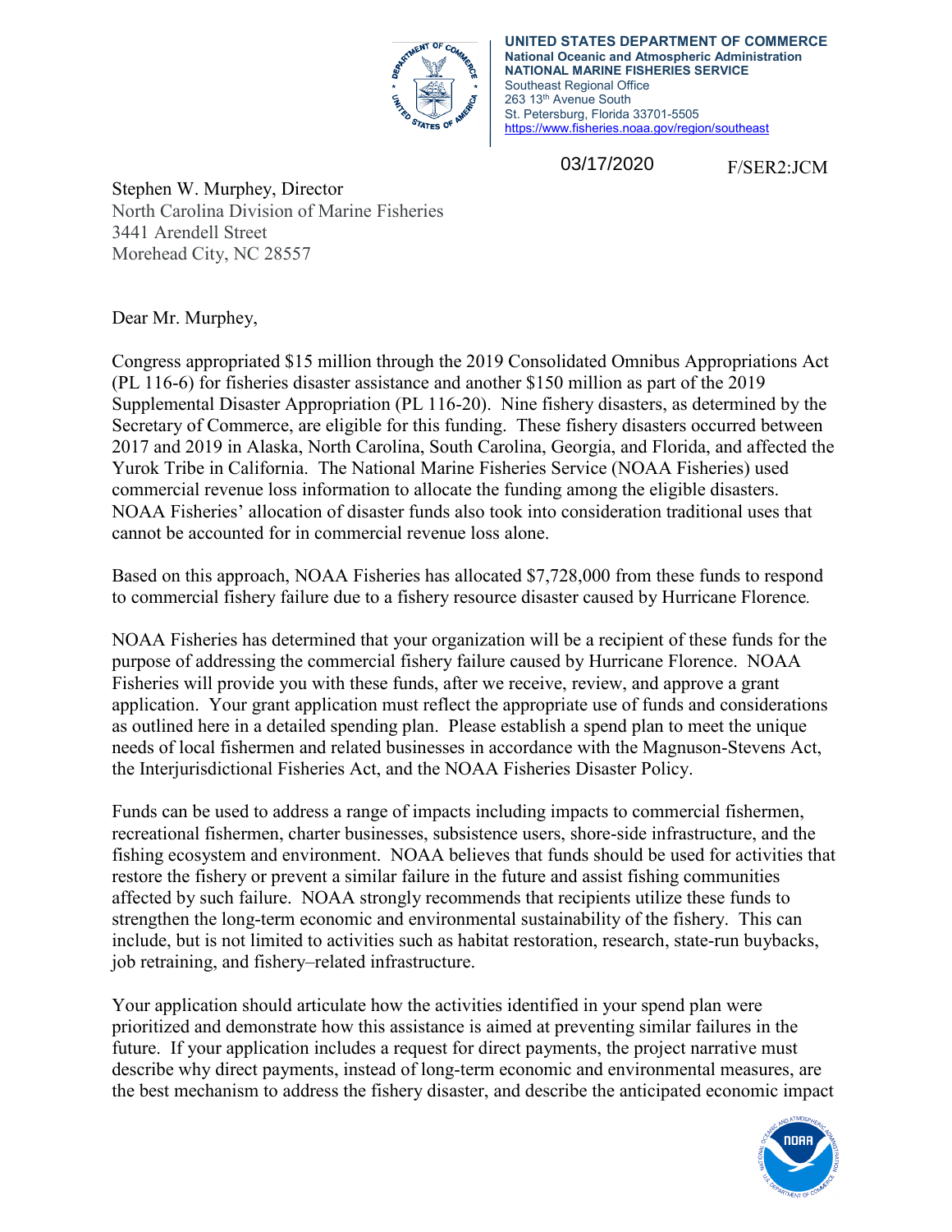**UNITED STATES DEPARTMENT OF COMMERCE**
**National Oceanic and Atmospheric Administration**
**NATIONAL MARINE FISHERIES SERVICE**
Southeast Regional Office
263 13th Avenue South
St. Petersburg, Florida 33701-5505
https://www.fisheries.noaa.gov/region/southeast

03/17/2020 F/SER2:JCM

Stephen W. Murphey, Director
North Carolina Division of Marine Fisheries
3441 Arendell Street
Morehead City, NC 28557

Dear Mr. Murphey,

Congress appropriated $15 million through the 2019 Consolidated Omnibus Appropriations Act (PL 116-6) for fisheries disaster assistance and another $150 million as part of the 2019 Supplemental Disaster Appropriation (PL 116-20). Nine fishery disasters, as determined by the Secretary of Commerce, are eligible for this funding. These fishery disasters occurred between 2017 and 2019 in Alaska, North Carolina, South Carolina, Georgia, and Florida, and affected the Yurok Tribe in California. The National Marine Fisheries Service (NOAA Fisheries) used commercial revenue loss information to allocate the funding among the eligible disasters. NOAA Fisheries' allocation of disaster funds also took into consideration traditional uses that cannot be accounted for in commercial revenue loss alone.

Based on this approach, NOAA Fisheries has allocated $7,728,000 from these funds to respond to commercial fishery failure due to a fishery resource disaster caused by Hurricane Florence.

NOAA Fisheries has determined that your organization will be a recipient of these funds for the purpose of addressing the commercial fishery failure caused by Hurricane Florence. NOAA Fisheries will provide you with these funds, after we receive, review, and approve a grant application. Your grant application must reflect the appropriate use of funds and considerations as outlined here in a detailed spending plan. Please establish a spend plan to meet the unique needs of local fishermen and related businesses in accordance with the Magnuson-Stevens Act, the Interjurisdictional Fisheries Act, and the NOAA Fisheries Disaster Policy.

Funds can be used to address a range of impacts including impacts to commercial fishermen, recreational fishermen, charter businesses, subsistence users, shore-side infrastructure, and the fishing ecosystem and environment. NOAA believes that funds should be used for activities that restore the fishery or prevent a similar failure in the future and assist fishing communities affected by such failure. NOAA strongly recommends that recipients utilize these funds to strengthen the long-term economic and environmental sustainability of the fishery. This can include, but is not limited to activities such as habitat restoration, research, state-run buybacks, job retraining, and fishery–related infrastructure.

Your application should articulate how the activities identified in your spend plan were prioritized and demonstrate how this assistance is aimed at preventing similar failures in the future. If your application includes a request for direct payments, the project narrative must describe why direct payments, instead of long-term economic and environmental measures, are the best mechanism to address the fishery disaster, and describe the anticipated economic impact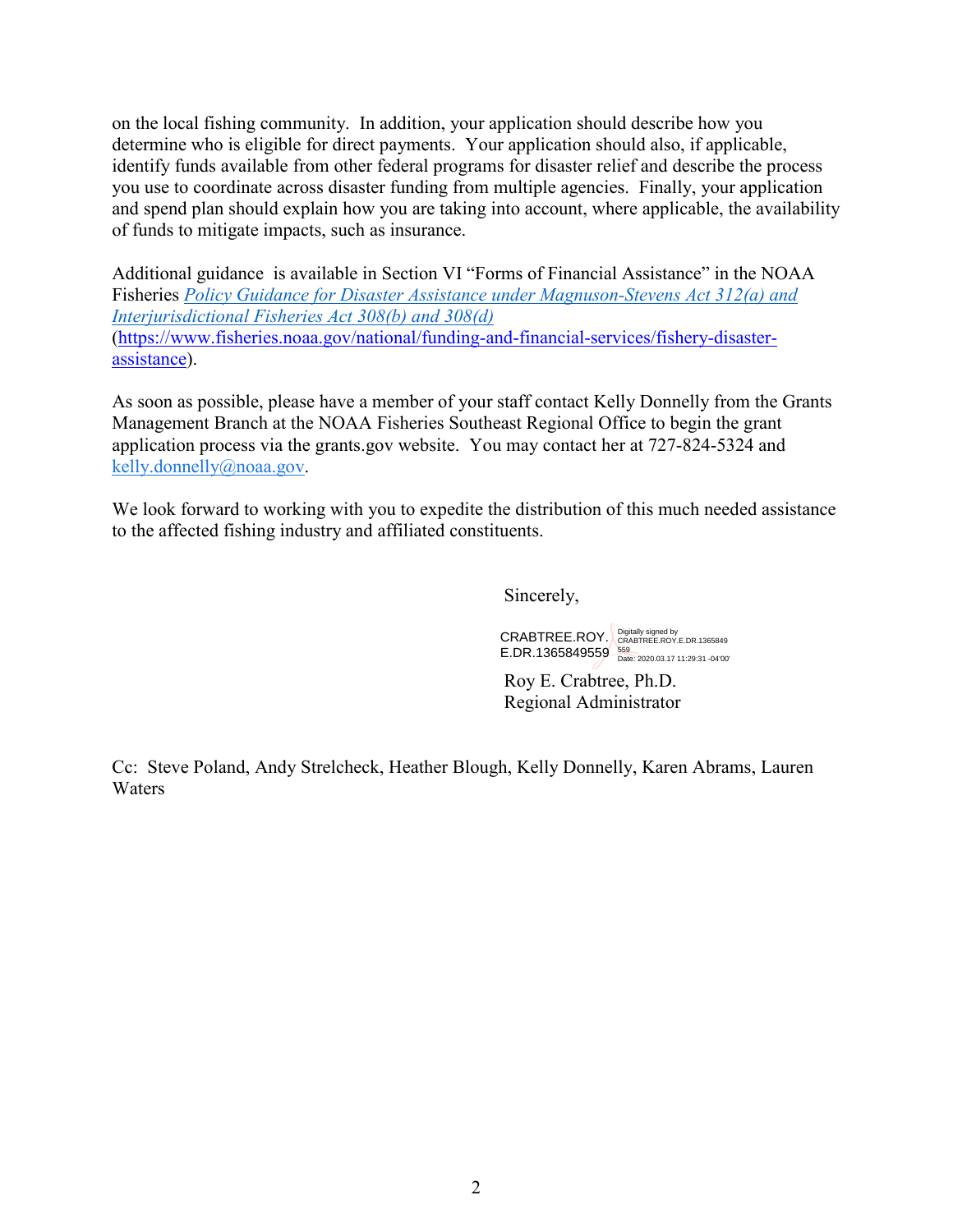on the local fishing community. In addition, your application should describe how you determine who is eligible for direct payments. Your application should also, if applicable, identify funds available from other federal programs for disaster relief and describe the process you use to coordinate across disaster funding from multiple agencies. Finally, your application and spend plan should explain how you are taking into account, where applicable, the availability of funds to mitigate impacts, such as insurance.

Additional guidance is available in Section VI "Forms of Financial Assistance" in the NOAA Fisheries *Policy Guidance for Disaster Assistance under Magnuson-Stevens Act 312(a) and Interjurisdictional Fisheries Act 308(b) and 308(d)* (https://www.fisheries.noaa.gov/national/funding-and-financial-services/fishery-disaster-assistance).

As soon as possible, please have a member of your staff contact Kelly Donnelly from the Grants Management Branch at the NOAA Fisheries Southeast Regional Office to begin the grant application process via the grants.gov website. You may contact her at 727-824-5324 and kelly.donnelly@noaa.gov.

We look forward to working with you to expedite the distribution of this much needed assistance to the affected fishing industry and affiliated constituents.

Sincerely,

CRABTREE.ROY.E.DR.1365849559
Digitally signed by CRABTREE.ROY.E.DR.1365849559
Date: 2020.03.17 11:29:31 -04'00'

Roy E. Crabtree, Ph.D.
Regional Administrator

Cc: Steve Poland, Andy Strelcheck, Heather Blough, Kelly Donnelly, Karen Abrams, Lauren Waters